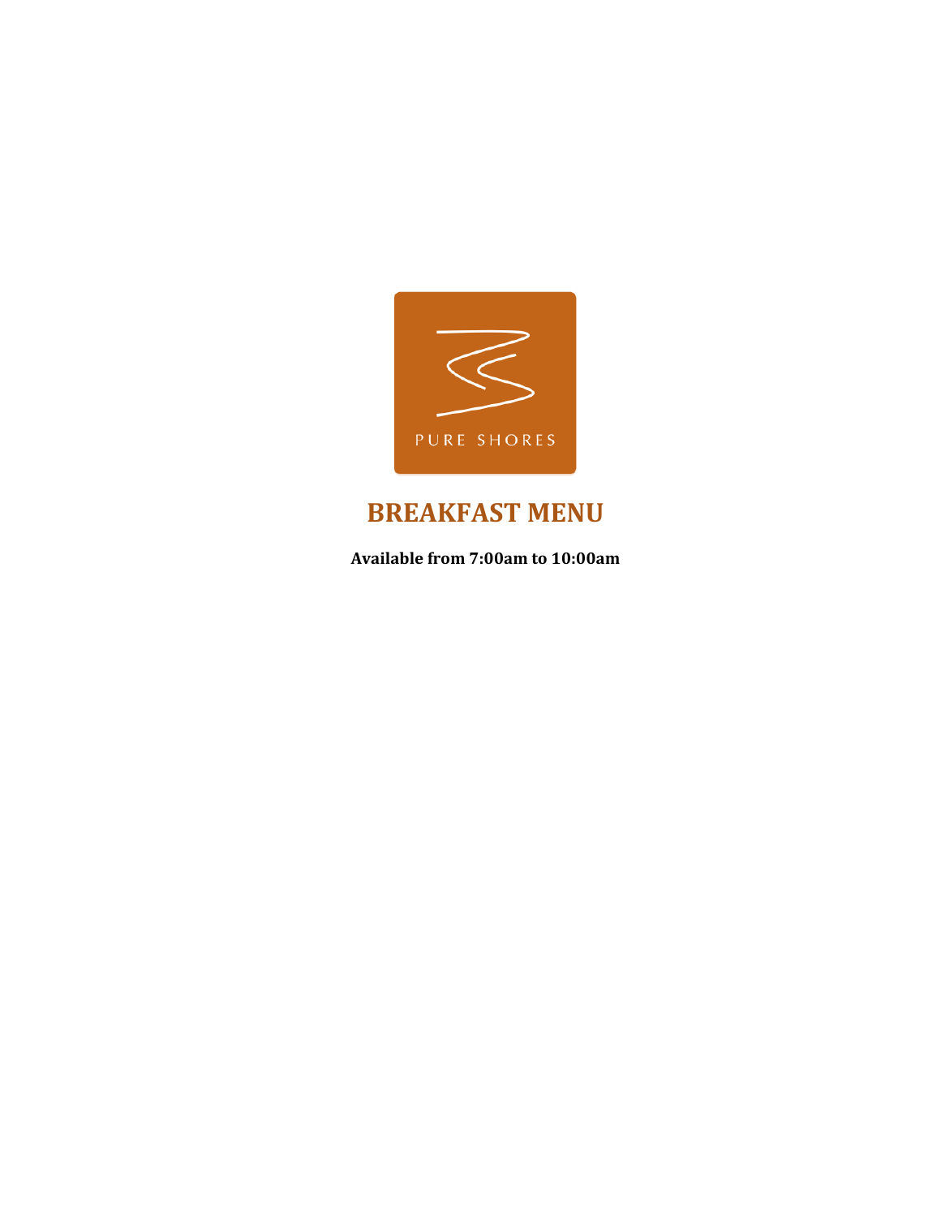PURE SHORES

# BREAKFAST MENU

**Available from 7:00am to 10:00am**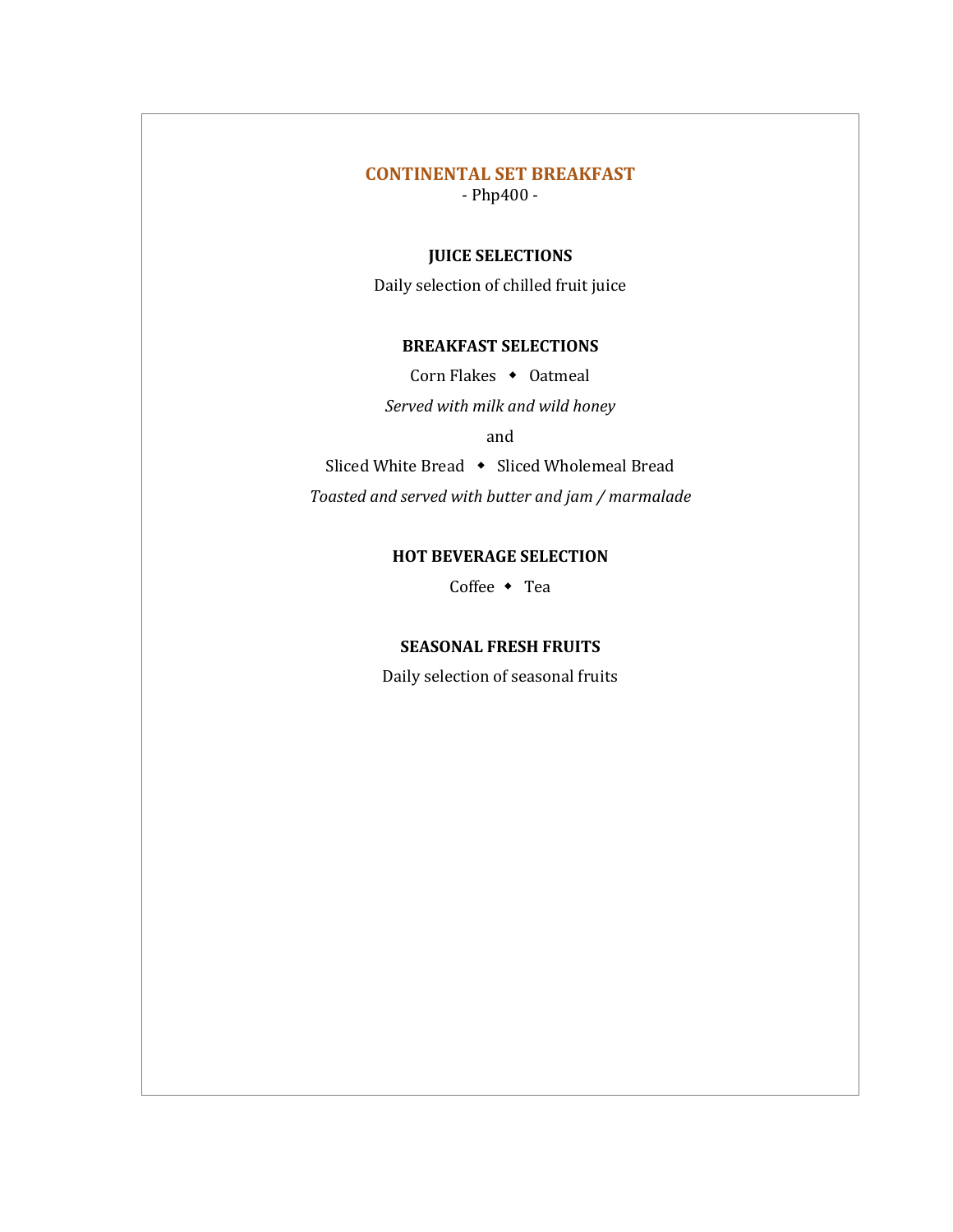## CONTINENTAL SET BREAKFAST

- Php400 -

### JUICE SELECTIONS

Daily selection of chilled fruit juice

### BREAKFAST SELECTIONS

Corn Flakes ◆ Oatmeal

*Served with milk and wild honey*

and

Sliced White Bread ◆ Sliced Wholemeal Bread

*Toasted and served with butter and jam / marmalade*

### HOT BEVERAGE SELECTION

Coffee ◆ Tea

### SEASONAL FRESH FRUITS

Daily selection of seasonal fruits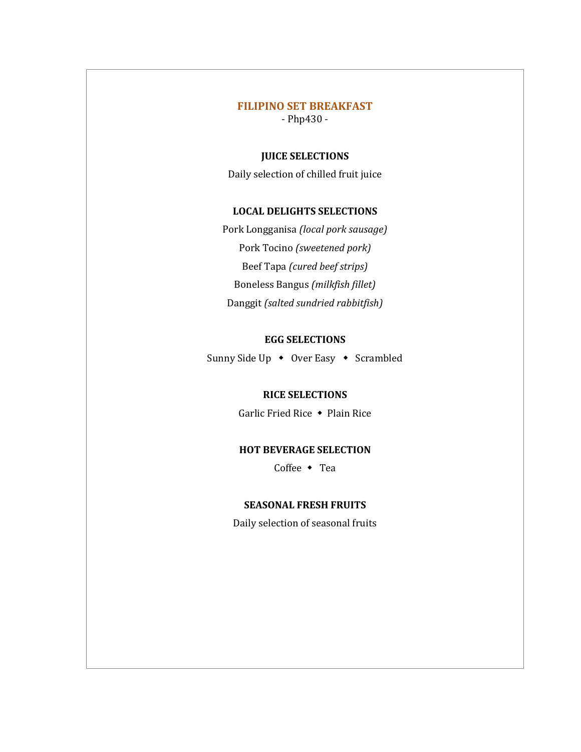# FILIPINO SET BREAKFAST

- Php430 -

## JUICE SELECTIONS

Daily selection of chilled fruit juice

## LOCAL DELIGHTS SELECTIONS

Pork Longganisa *(local pork sausage)*

Pork Tocino *(sweetened pork)*

Beef Tapa *(cured beef strips)*

Boneless Bangus *(milkfish fillet)*

Danggit *(salted sundried rabbitfish)*

## EGG SELECTIONS

Sunny Side Up ◆ Over Easy ◆ Scrambled

## RICE SELECTIONS

Garlic Fried Rice ◆ Plain Rice

## HOT BEVERAGE SELECTION

Coffee ◆ Tea

## SEASONAL FRESH FRUITS

Daily selection of seasonal fruits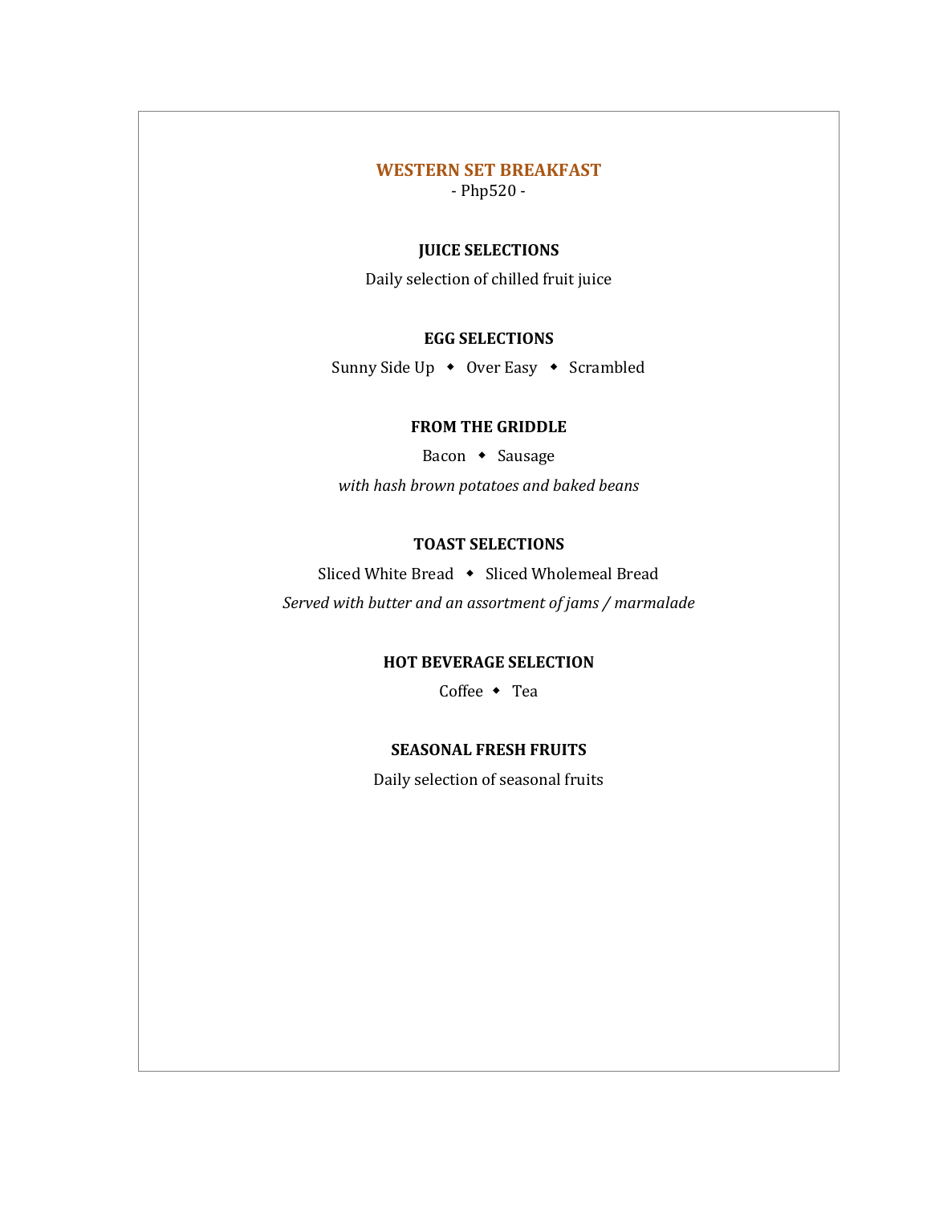## WESTERN SET BREAKFAST

- Php520 -

### JUICE SELECTIONS

Daily selection of chilled fruit juice

### EGG SELECTIONS

Sunny Side Up ◆ Over Easy ◆ Scrambled

### FROM THE GRIDDLE

Bacon ◆ Sausage

*with hash brown potatoes and baked beans*

### TOAST SELECTIONS

Sliced White Bread ◆ Sliced Wholemeal Bread

*Served with butter and an assortment of jams / marmalade*

### HOT BEVERAGE SELECTION

Coffee ◆ Tea

### SEASONAL FRESH FRUITS

Daily selection of seasonal fruits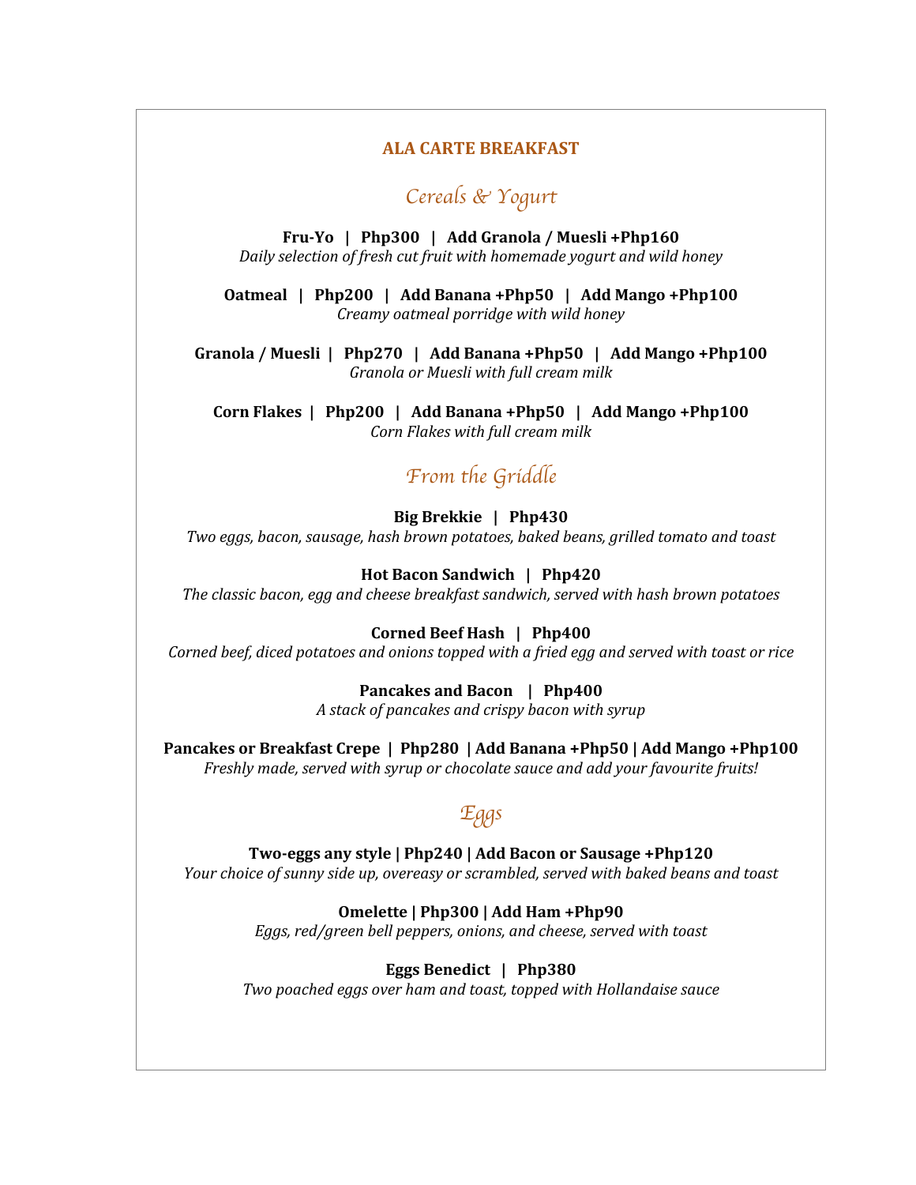# ALA CARTE BREAKFAST

## *Cereals & Yogurt*

**Fru-Yo | Php300 | Add Granola / Muesli +Php160**
*Daily selection of fresh cut fruit with homemade yogurt and wild honey*

**Oatmeal | Php200 | Add Banana +Php50 | Add Mango +Php100**
*Creamy oatmeal porridge with wild honey*

**Granola / Muesli | Php270 | Add Banana +Php50 | Add Mango +Php100**
*Granola or Muesli with full cream milk*

**Corn Flakes | Php200 | Add Banana +Php50 | Add Mango +Php100**
*Corn Flakes with full cream milk*

## *From the Griddle*

**Big Brekkie | Php430**
*Two eggs, bacon, sausage, hash brown potatoes, baked beans, grilled tomato and toast*

**Hot Bacon Sandwich | Php420**
*The classic bacon, egg and cheese breakfast sandwich, served with hash brown potatoes*

**Corned Beef Hash | Php400**
*Corned beef, diced potatoes and onions topped with a fried egg and served with toast or rice*

**Pancakes and Bacon | Php400**
*A stack of pancakes and crispy bacon with syrup*

**Pancakes or Breakfast Crepe | Php280 | Add Banana +Php50 | Add Mango +Php100**
*Freshly made, served with syrup or chocolate sauce and add your favourite fruits!*

## *Eggs*

**Two-eggs any style | Php240 | Add Bacon or Sausage +Php120**
*Your choice of sunny side up, overeasy or scrambled, served with baked beans and toast*

**Omelette | Php300 | Add Ham +Php90**
*Eggs, red/green bell peppers, onions, and cheese, served with toast*

**Eggs Benedict | Php380**
*Two poached eggs over ham and toast, topped with Hollandaise sauce*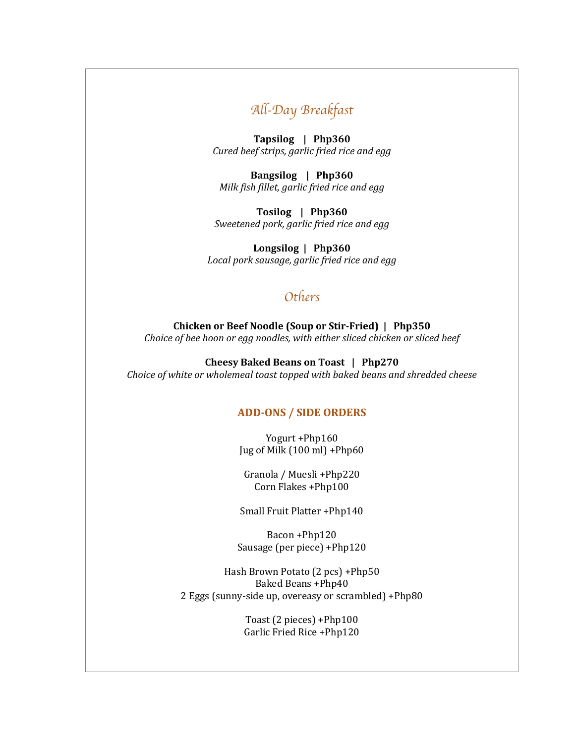## All-Day Breakfast

**Tapsilog | Php360**
*Cured beef strips, garlic fried rice and egg*

**Bangsilog | Php360**
*Milk fish fillet, garlic fried rice and egg*

**Tosilog | Php360**
*Sweetened pork, garlic fried rice and egg*

**Longsilog | Php360**
*Local pork sausage, garlic fried rice and egg*

## Others

**Chicken or Beef Noodle (Soup or Stir-Fried) | Php350**
*Choice of bee hoon or egg noodles, with either sliced chicken or sliced beef*

**Cheesy Baked Beans on Toast | Php270**
*Choice of white or wholemeal toast topped with baked beans and shredded cheese*

### ADD-ONS / SIDE ORDERS

Yogurt +Php160
Jug of Milk (100 ml) +Php60

Granola / Muesli +Php220
Corn Flakes +Php100

Small Fruit Platter +Php140

Bacon +Php120
Sausage (per piece) +Php120

Hash Brown Potato (2 pcs) +Php50
Baked Beans +Php40
2 Eggs (sunny-side up, overeasy or scrambled) +Php80

Toast (2 pieces) +Php100
Garlic Fried Rice +Php120